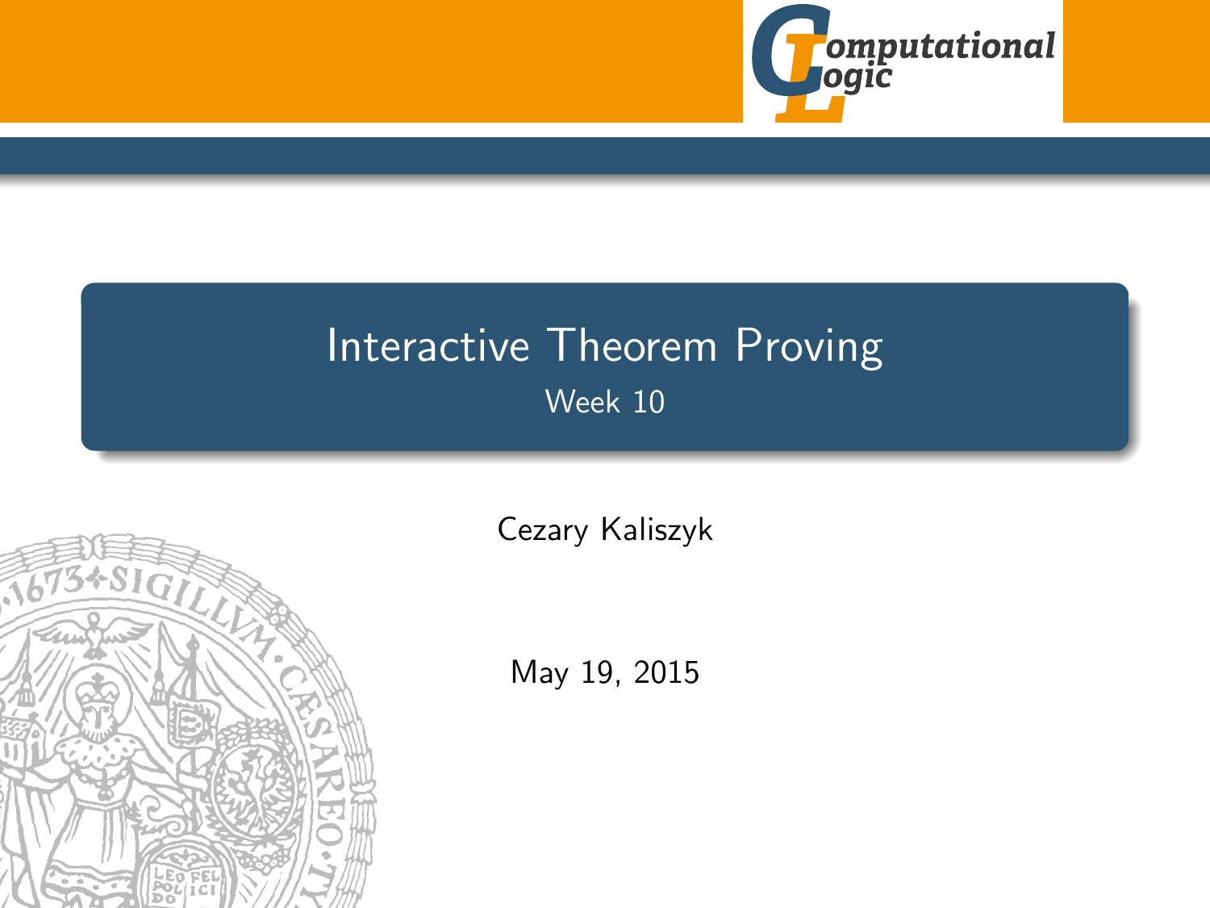# Interactive Theorem Proving

Week 10

Cezary Kaliszyk

May 19, 2015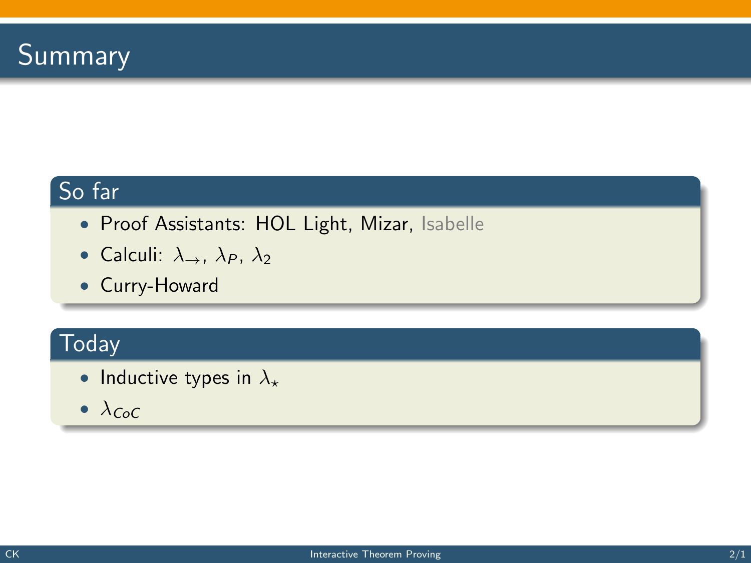# Summary

## So far

- Proof Assistants: HOL Light, Mizar, Isabelle
- Calculi: $\lambda_{\rightarrow}$, $\lambda_P$, $\lambda_2$
- Curry-Howard

## Today

- Inductive types in $\lambda_{\star}$
- $\lambda_{CoC}$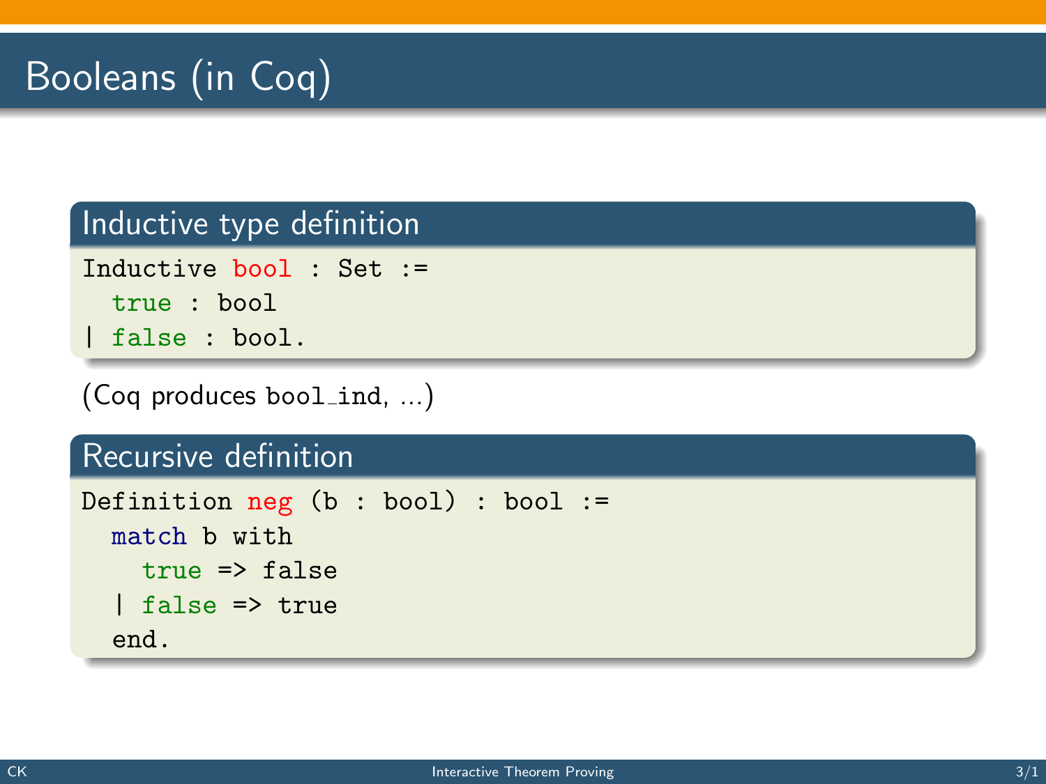# Booleans (in Coq)

## Inductive type definition

```
Inductive bool : Set :=
  true : bool
| false : bool.
```

(Coq produces `bool_ind`, ...)

## Recursive definition

```
Definition neg (b : bool) : bool :=
  match b with
    true => false
  | false => true
  end.
```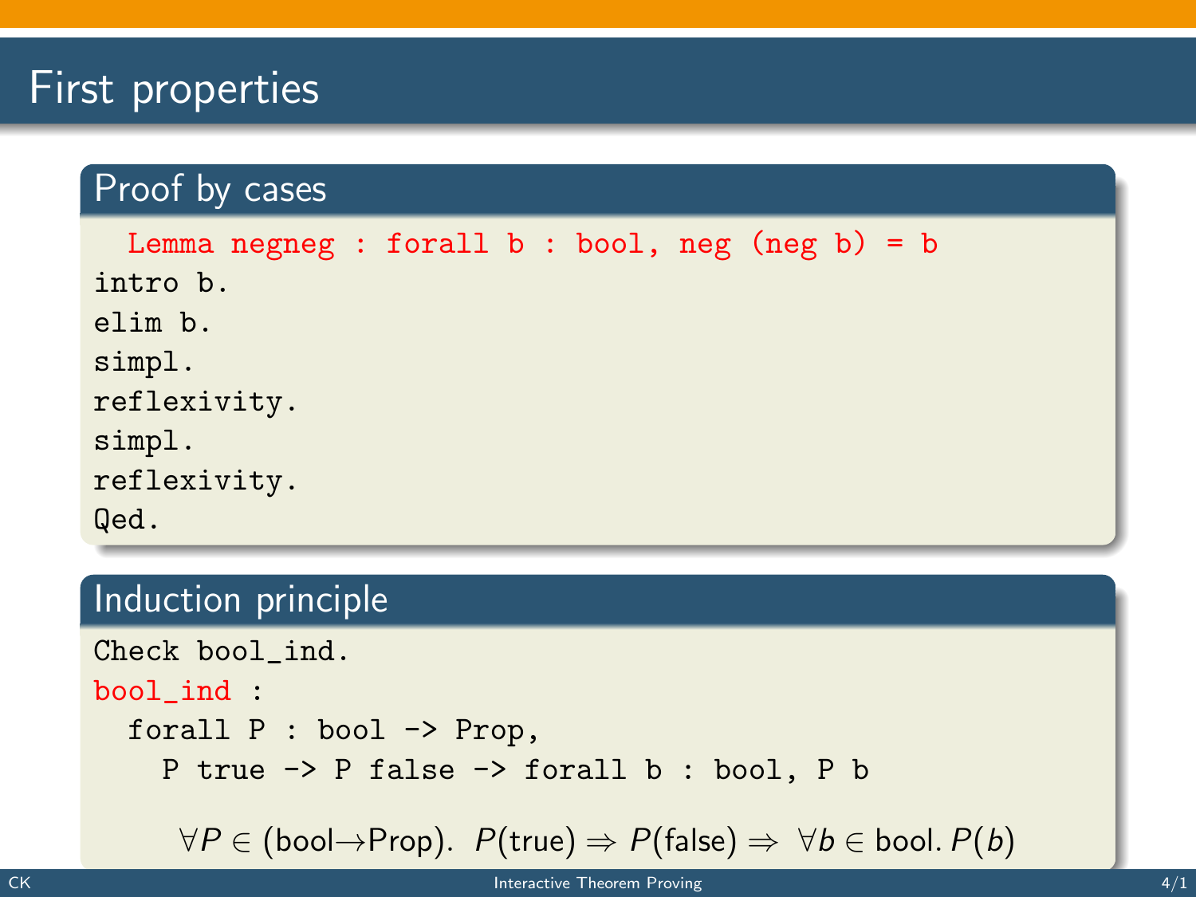# First properties

## Proof by cases

```
  Lemma negneg : forall b : bool, neg (neg b) = b
intro b.
elim b.
simpl.
reflexivity.
simpl.
reflexivity.
Qed.
```

## Induction principle

```
Check bool_ind.
bool_ind :
  forall P : bool -> Prop,
    P true -> P false -> forall b : bool, P b
```

$$\forall P \in (\text{bool} \rightarrow \text{Prop}).\ \ P(\text{true}) \Rightarrow P(\text{false}) \Rightarrow\ \forall b \in \text{bool}.\, P(b)$$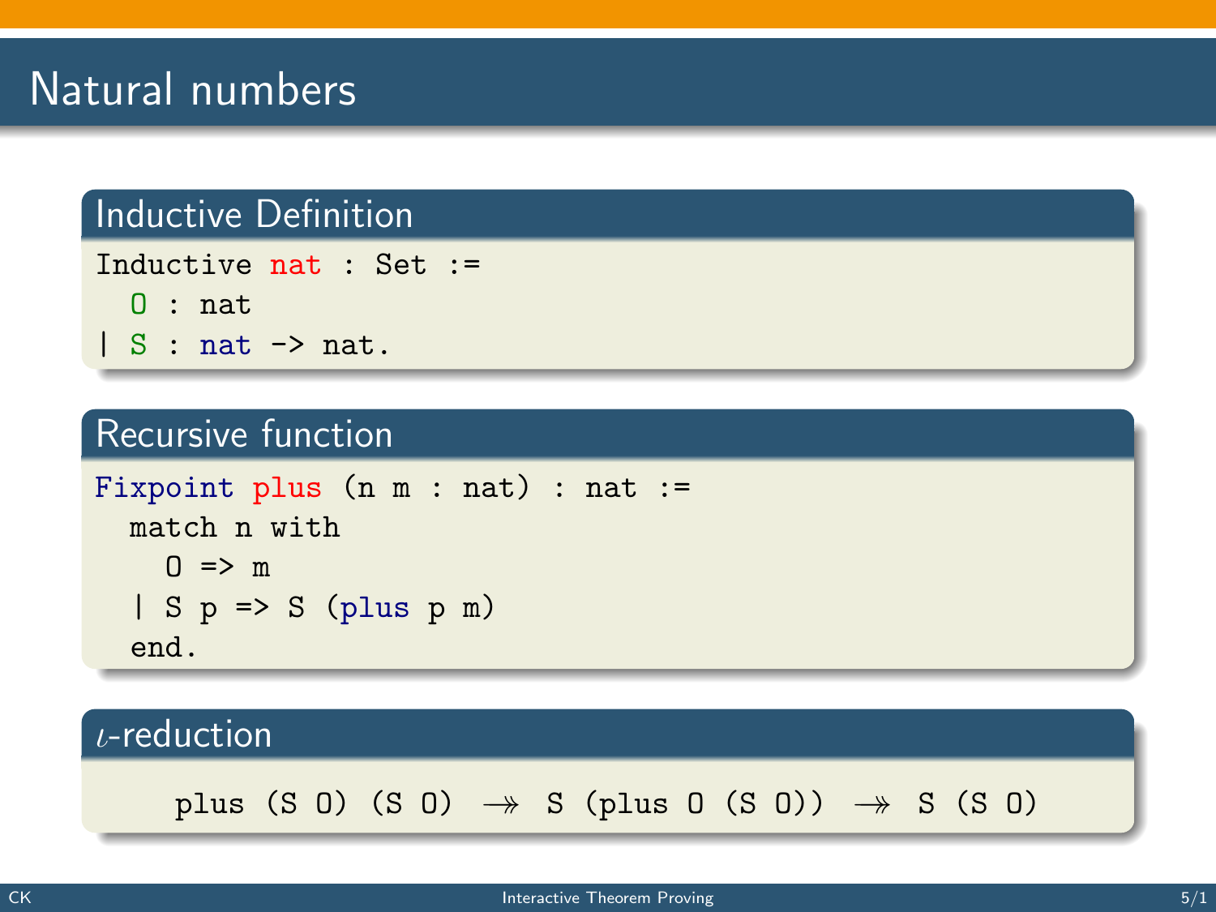# Natural numbers

## Inductive Definition

```
Inductive nat : Set :=
  O : nat
| S : nat -> nat.
```

## Recursive function

```
Fixpoint plus (n m : nat) : nat :=
  match n with
    O => m
  | S p => S (plus p m)
  end.
```

## $\iota$-reduction

plus (S O) (S O) $\twoheadrightarrow$ S (plus O (S O)) $\twoheadrightarrow$ S (S O)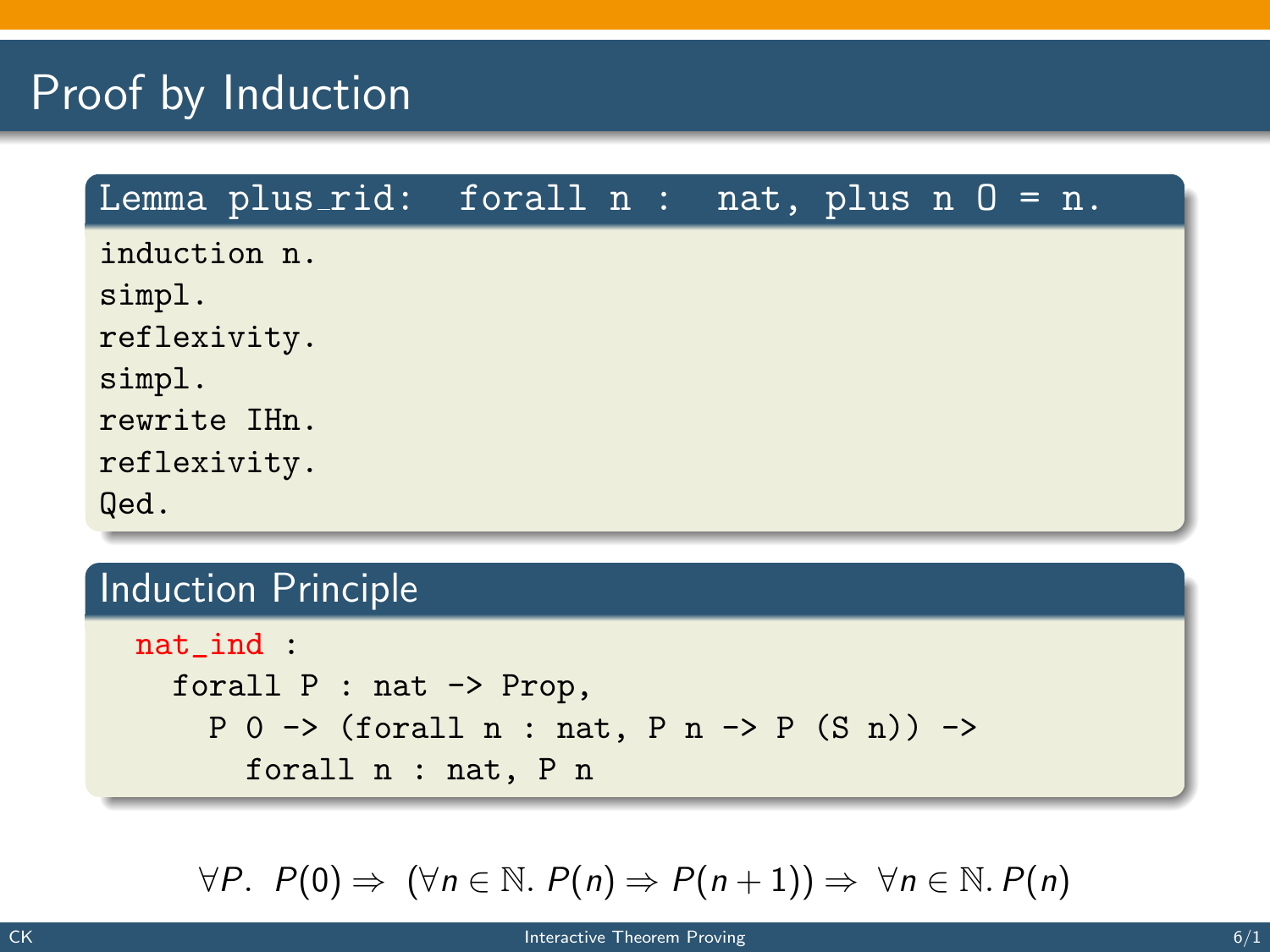# Proof by Induction

**Lemma plus_rid: forall n : nat, plus n 0 = n.**

```
induction n.
simpl.
reflexivity.
simpl.
rewrite IHn.
reflexivity.
Qed.
```

**Induction Principle**

```
nat_ind :
  forall P : nat -> Prop,
    P 0 -> (forall n : nat, P n -> P (S n)) ->
      forall n : nat, P n
```

$$\forall P.\ \ P(0) \Rightarrow\ (\forall n \in \mathbb{N}.\ P(n) \Rightarrow P(n+1)) \Rightarrow\ \forall n \in \mathbb{N}.\ P(n)$$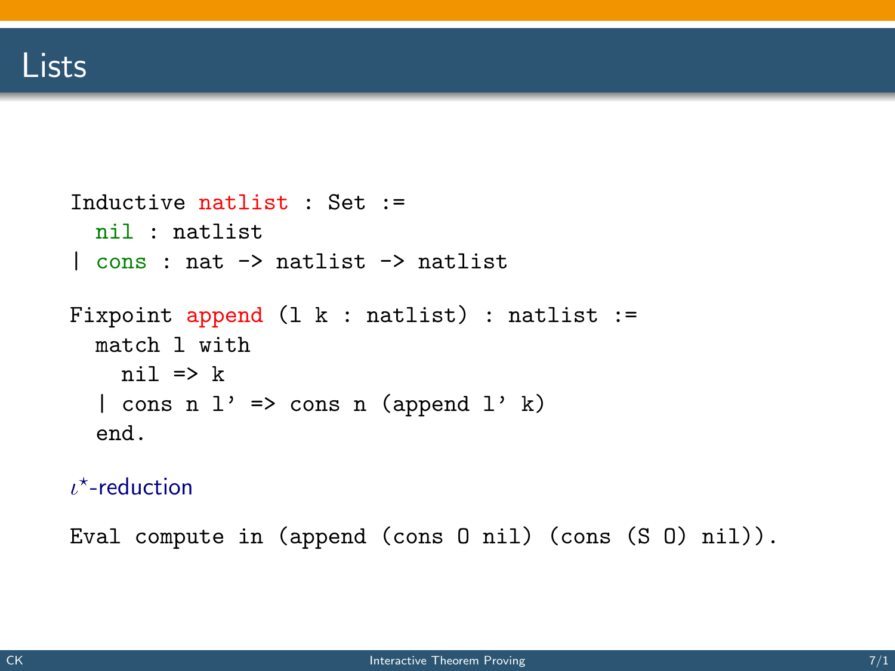# Lists

```
Inductive natlist : Set :=
  nil : natlist
| cons : nat -> natlist -> natlist

Fixpoint append (l k : natlist) : natlist :=
  match l with
    nil => k
  | cons n l' => cons n (append l' k)
  end.
```

$\iota^{\star}$-reduction

```
Eval compute in (append (cons O nil) (cons (S O) nil)).
```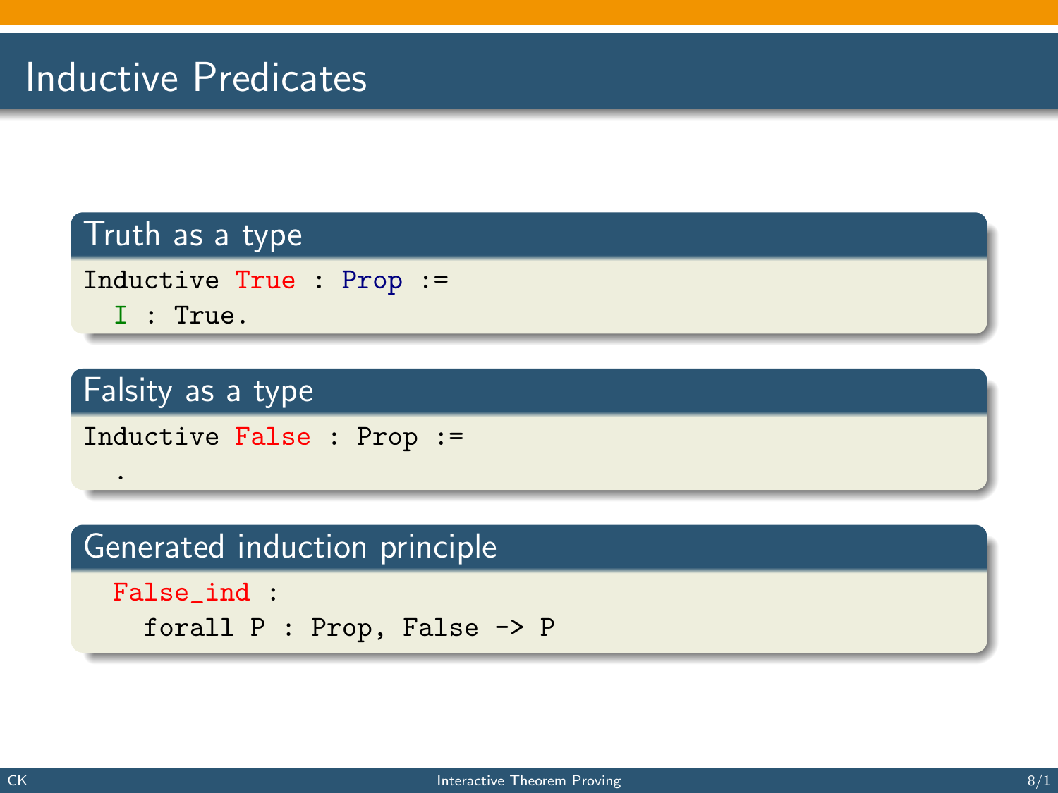# Inductive Predicates

### Truth as a type

```
Inductive True : Prop :=
  I : True.
```

### Falsity as a type

```
Inductive False : Prop :=
  .
```

### Generated induction principle

```
  False_ind :
    forall P : Prop, False -> P
```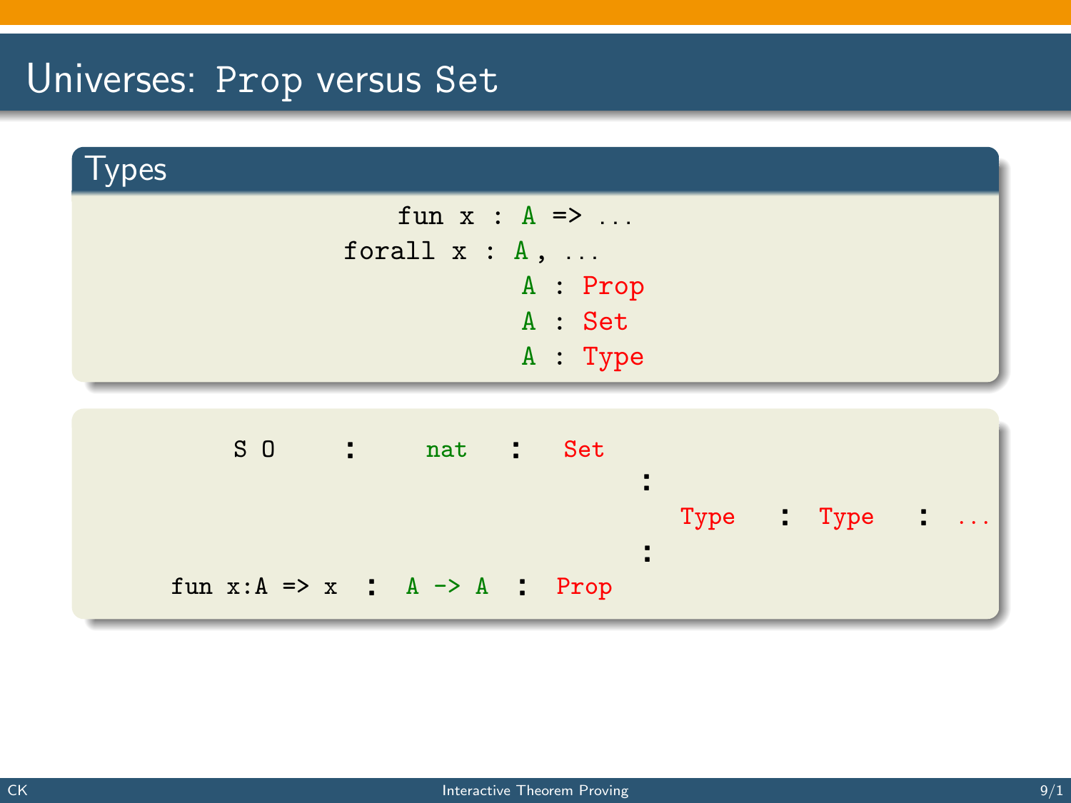# Universes: Prop versus Set

## Types

```
fun x : A => ...
forall x : A , ...
A : Prop
A : Set
A : Type
```

```
S O              :    nat      :   Set
                                       :
                                          Type   :   Type   :   ...
                                       :
fun x:A => x     :    A -> A   :   Prop
```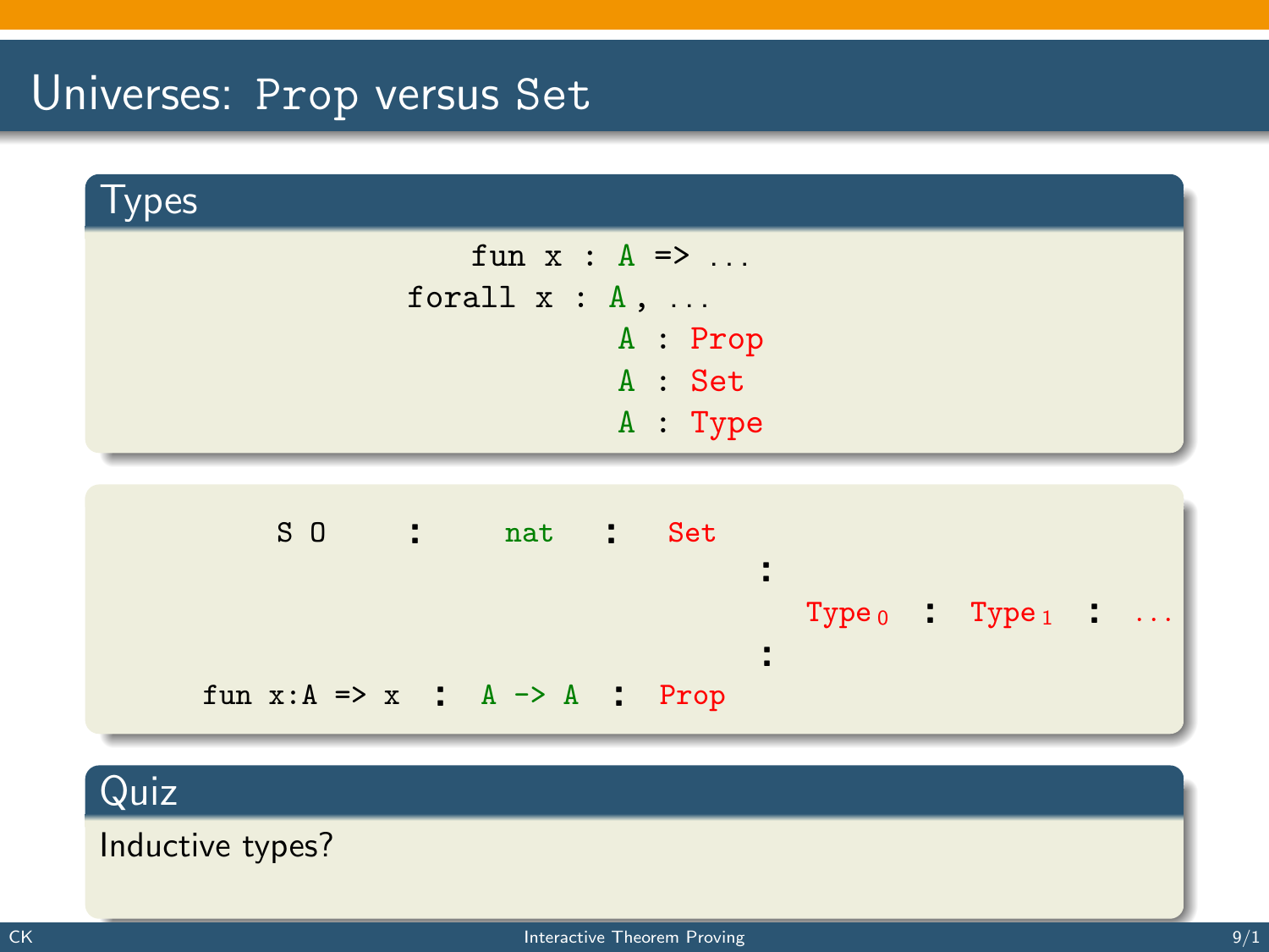# Universes: Prop versus Set

## Types

```
fun x : A => ...
forall x : A , ...
A : Prop
A : Set
A : Type
```

```
S O        :    nat    :   Set
                                 :
                                     Type_0  :  Type_1  :  ...
                                 :
fun x:A => x  :  A -> A  :  Prop
```

## Quiz

Inductive types?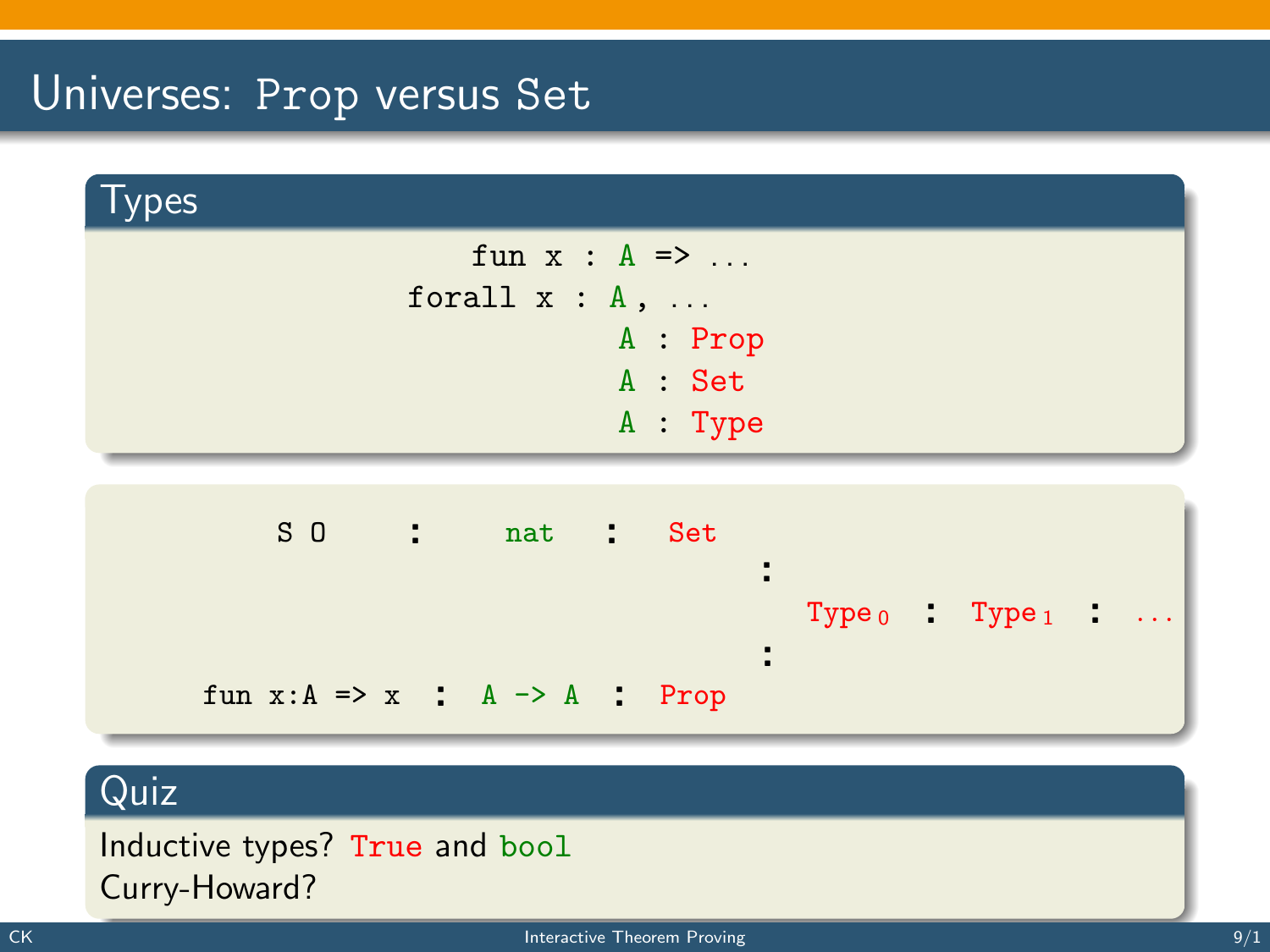# Universes: Prop versus Set

## Types

```
fun x : A => ...
forall x : A, ...
A : Prop
A : Set
A : Type
```

```
S 0          :    nat    :   Set
                                 :
                                    Type_0   :   Type_1   :   ...
                                 :
fun x:A => x  :   A -> A  :  Prop
```

## Quiz

Inductive types? True and bool

Curry-Howard?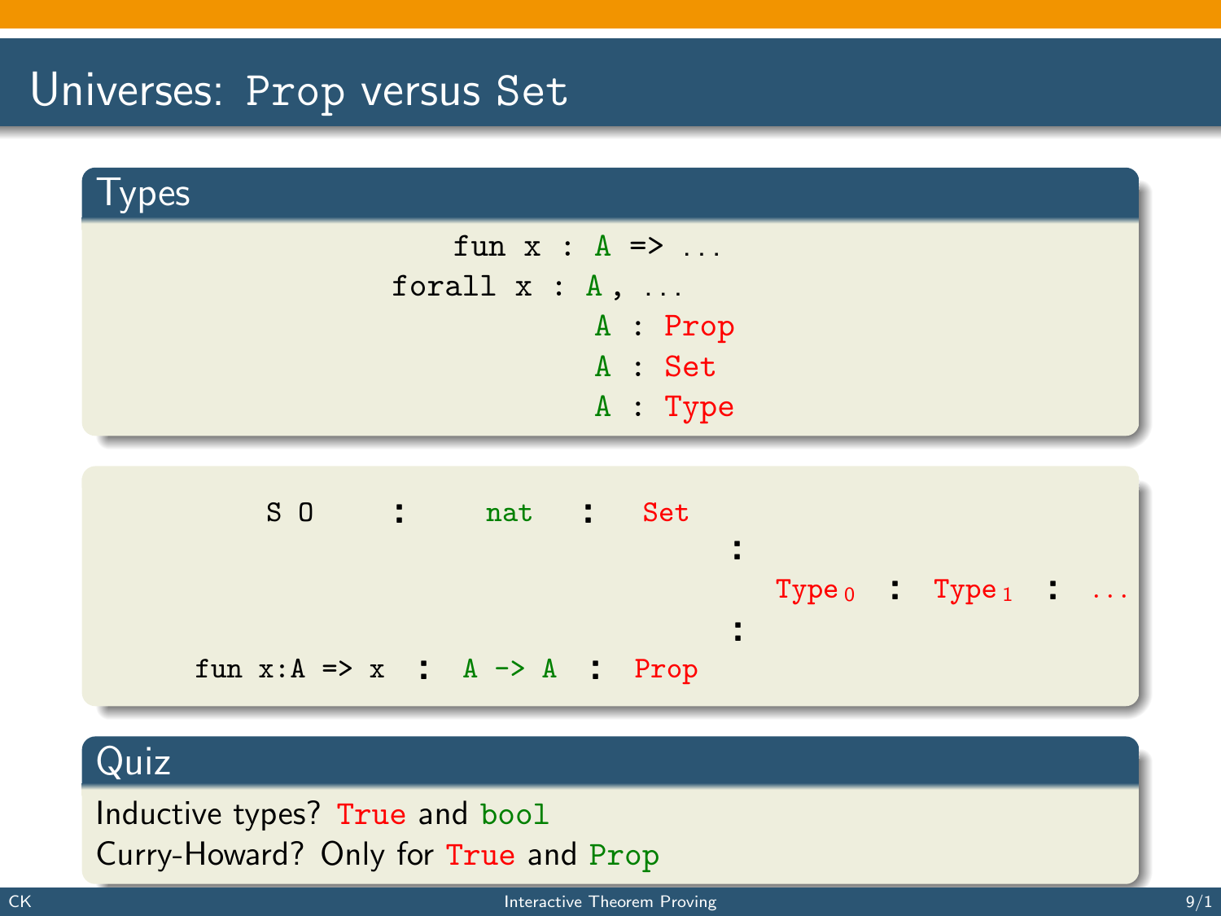# Universes: Prop versus Set

## Types

```
fun x : A => ...
forall x : A, ...
A : Prop
A : Set
A : Type
```

```
S O          :   nat      :   Set
                                    :
                                        Type_0  :  Type_1  :  ...
                                    :
fun x:A => x  :  A -> A   :   Prop
```

## Quiz

Inductive types? True and bool

Curry-Howard? Only for True and Prop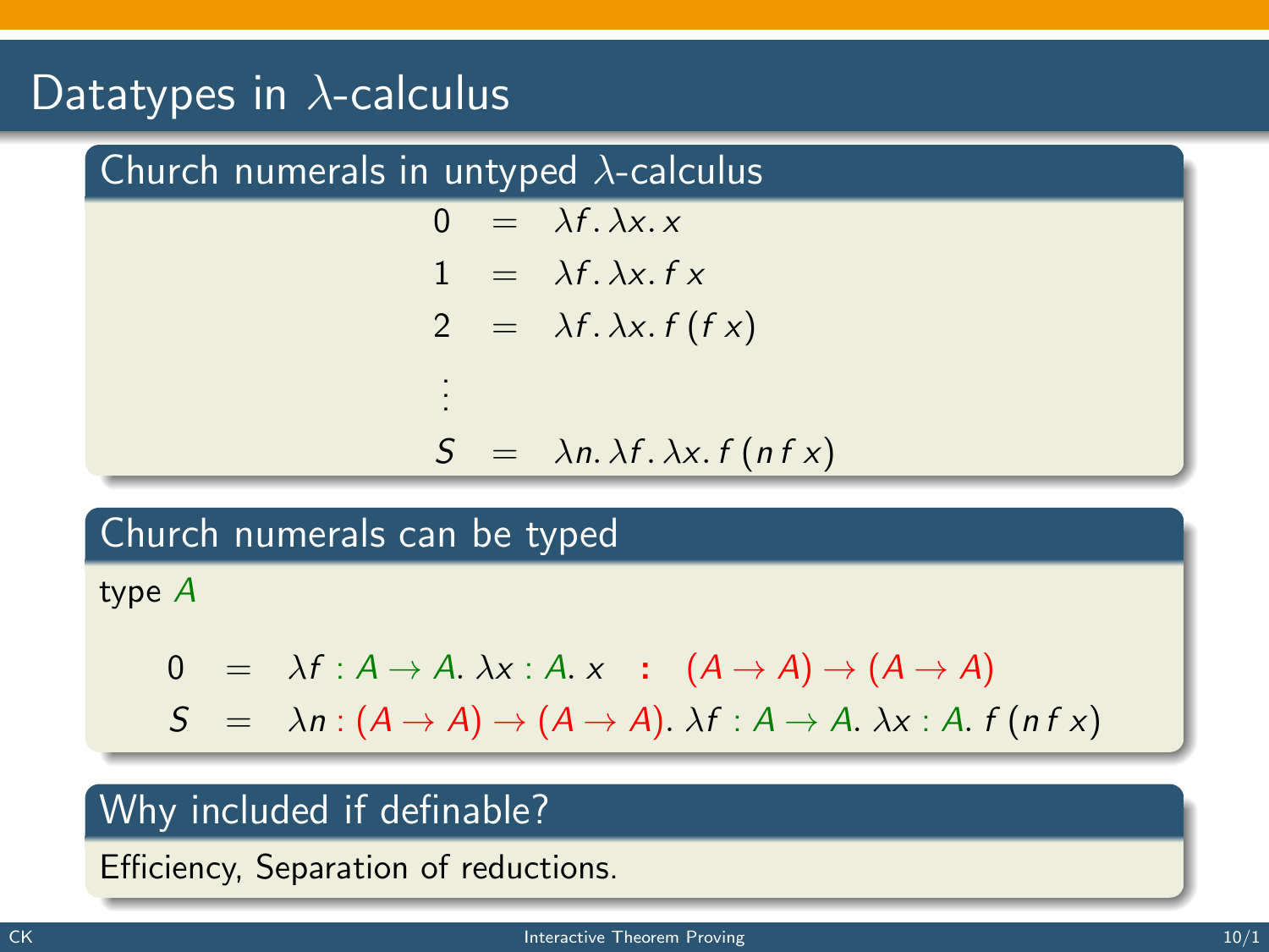# Datatypes in $\lambda$-calculus

## Church numerals in untyped $\lambda$-calculus

$$
\begin{aligned}
0 &= \lambda f.\, \lambda x.\, x \\
1 &= \lambda f.\, \lambda x.\, f\, x \\
2 &= \lambda f.\, \lambda x.\, f\, (f\, x) \\
&\vdots \\
S &= \lambda n.\, \lambda f.\, \lambda x.\, f\, (n\, f\, x)
\end{aligned}
$$

## Church numerals can be typed

type $A$

$$
\begin{aligned}
0 &= \lambda f : A \to A.\, \lambda x : A.\, x \quad : \quad (A \to A) \to (A \to A) \\
S &= \lambda n : (A \to A) \to (A \to A).\, \lambda f : A \to A.\, \lambda x : A.\, f\, (n\, f\, x)
\end{aligned}
$$

## Why included if definable?

Efficiency, Separation of reductions.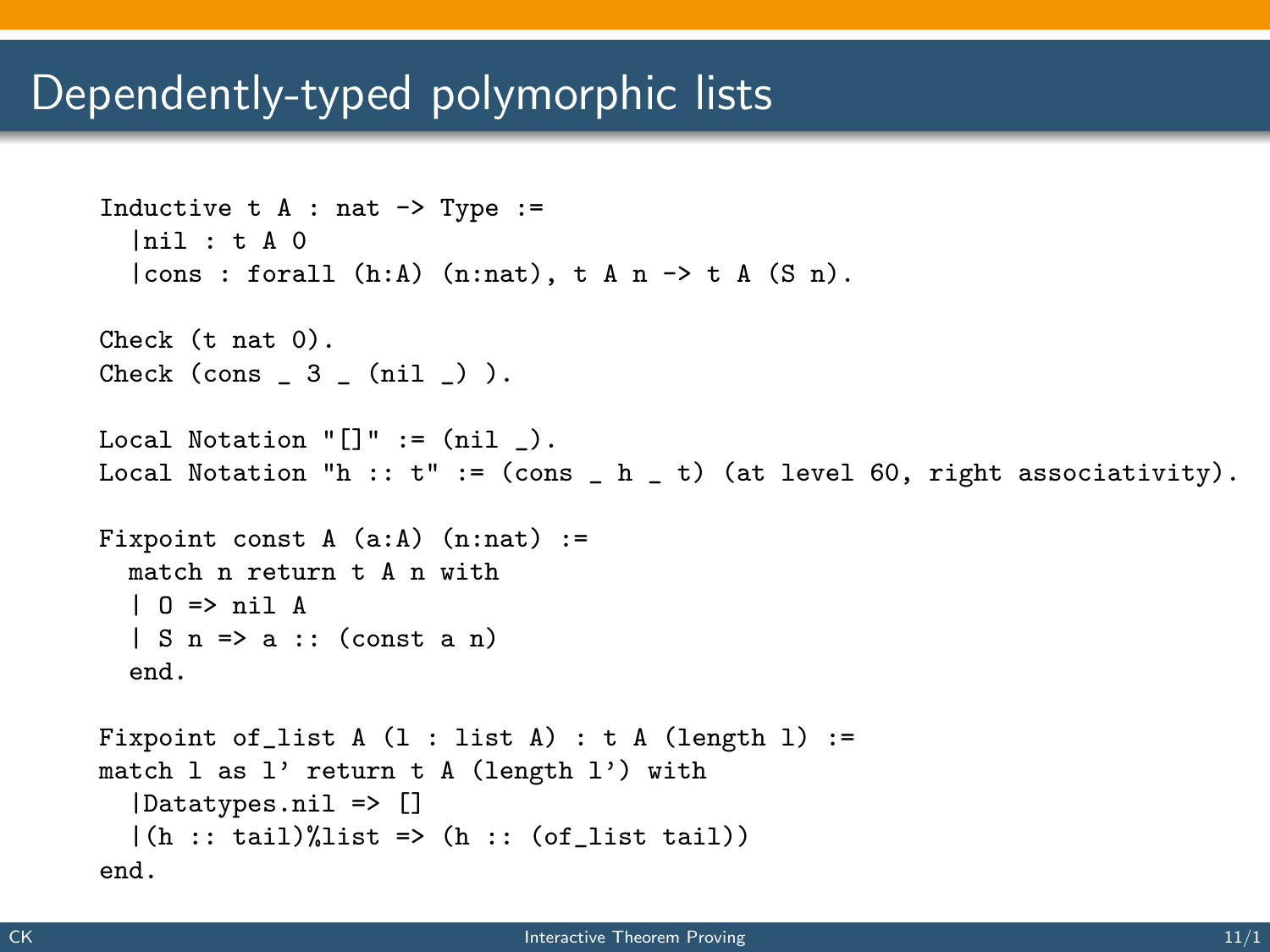# Dependently-typed polymorphic lists

```
Inductive t A : nat -> Type :=
  |nil : t A 0
  |cons : forall (h:A) (n:nat), t A n -> t A (S n).

Check (t nat 0).
Check (cons _ 3 _ (nil _) ).

Local Notation "[]" := (nil _).
Local Notation "h :: t" := (cons _ h _ t) (at level 60, right associativity).

Fixpoint const A (a:A) (n:nat) :=
  match n return t A n with
  | O => nil A
  | S n => a :: (const a n)
  end.

Fixpoint of_list A (l : list A) : t A (length l) :=
match l as l' return t A (length l') with
  |Datatypes.nil => []
  |(h :: tail)%list => (h :: (of_list tail))
end.
```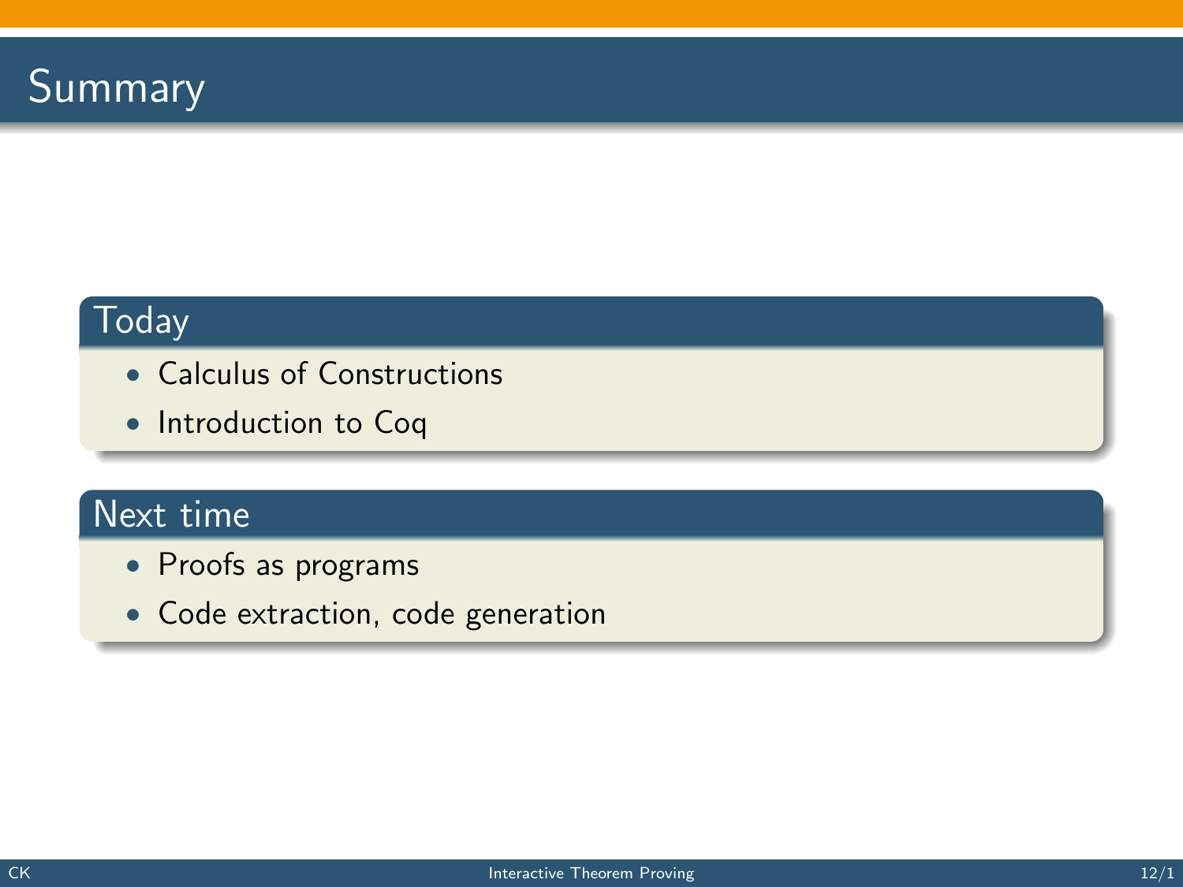# Summary

### Today

- Calculus of Constructions
- Introduction to Coq

### Next time

- Proofs as programs
- Code extraction, code generation